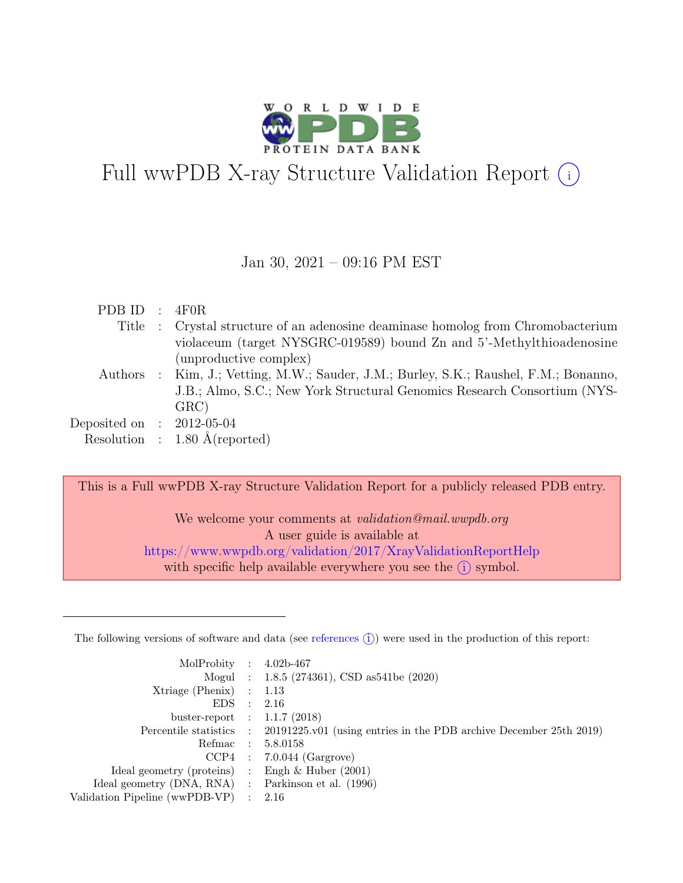# Full wwPDB X-ray Structure Validation Report (i)

Jan 30, 2021 – 09:16 PM EST

| | | |
|---|---|---|
| PDB ID | : | 4F0R |
| Title | : | Crystal structure of an adenosine deaminase homolog from Chromobacterium violaceum (target NYSGRC-019589) bound Zn and 5'-Methylthioadenosine (unproductive complex) |
| Authors | : | Kim, J.; Vetting, M.W.; Sauder, J.M.; Burley, S.K.; Raushel, F.M.; Bonanno, J.B.; Almo, S.C.; New York Structural Genomics Research Consortium (NYSGRC) |
| Deposited on | : | 2012-05-04 |
| Resolution | : | 1.80 Å(reported) |

This is a Full wwPDB X-ray Structure Validation Report for a publicly released PDB entry.

We welcome your comments at *validation@mail.wwpdb.org*
A user guide is available at
https://www.wwpdb.org/validation/2017/XrayValidationReportHelp
with specific help available everywhere you see the (i) symbol.

---

The following versions of software and data (see references (i)) were used in the production of this report:

| | | |
|---|---|---|
| MolProbity | : | 4.02b-467 |
| Mogul | : | 1.8.5 (274361), CSD as541be (2020) |
| Xtriage (Phenix) | : | 1.13 |
| EDS | : | 2.16 |
| buster-report | : | 1.1.7 (2018) |
| Percentile statistics | : | 20191225.v01 (using entries in the PDB archive December 25th 2019) |
| Refmac | : | 5.8.0158 |
| CCP4 | : | 7.0.044 (Gargrove) |
| Ideal geometry (proteins) | : | Engh & Huber (2001) |
| Ideal geometry (DNA, RNA) | : | Parkinson et al. (1996) |
| Validation Pipeline (wwPDB-VP) | : | 2.16 |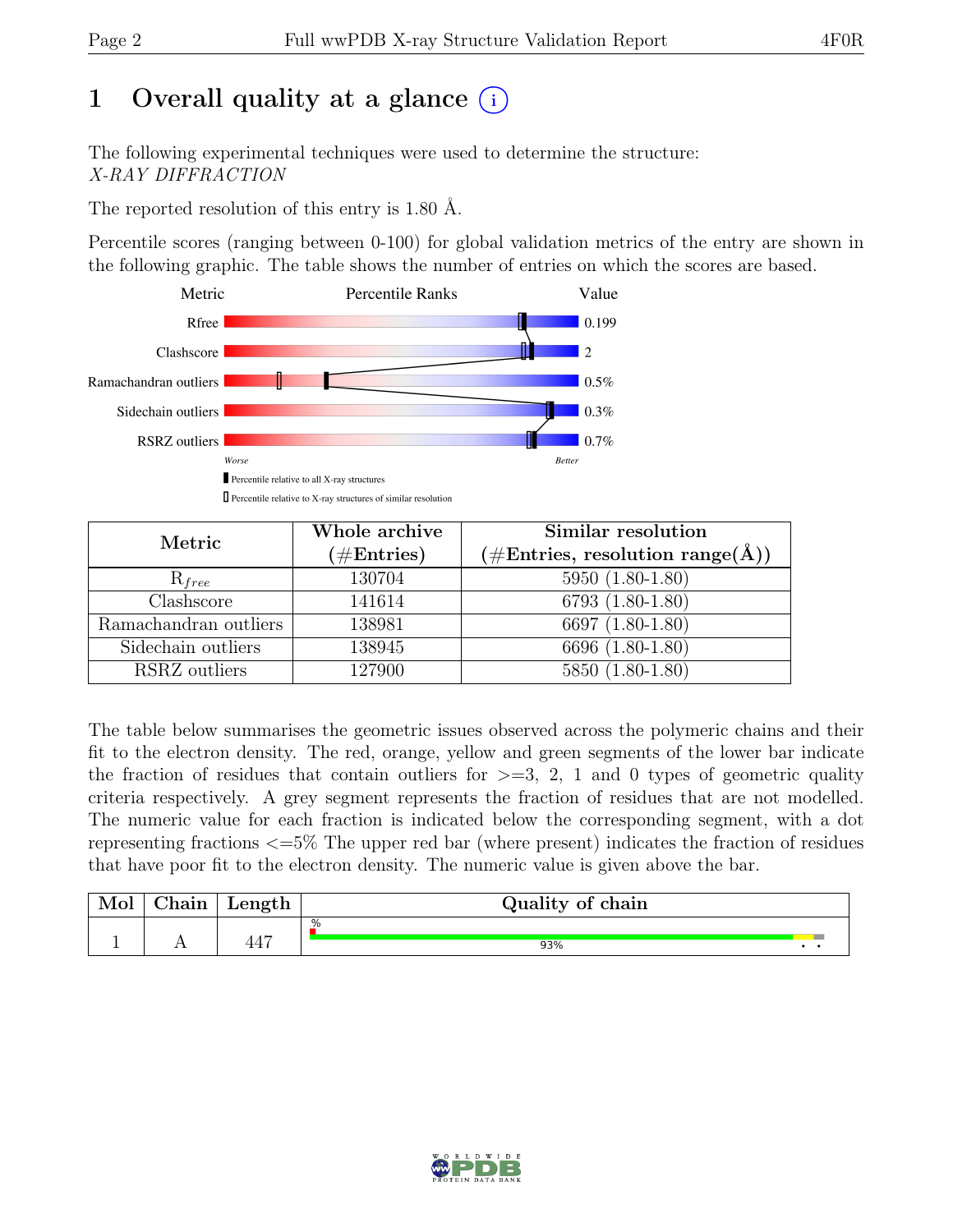# 1 Overall quality at a glance

The following experimental techniques were used to determine the structure:
*X-RAY DIFFRACTION*

The reported resolution of this entry is 1.80 Å.

Percentile scores (ranging between 0-100) for global validation metrics of the entry are shown in the following graphic. The table shows the number of entries on which the scores are based.

| Metric | Value |
|---|---|
| Rfree | 0.199 |
| Clashscore | 2 |
| Ramachandran outliers | 0.5% |
| Sidechain outliers | 0.3% |
| RSRZ outliers | 0.7% |

Worse — Better

▮ Percentile relative to all X-ray structures
▯ Percentile relative to X-ray structures of similar resolution

| Metric | Whole archive (#Entries) | Similar resolution (#Entries, resolution range(Å)) |
|---|---|---|
| $R_{free}$ | 130704 | 5950 (1.80-1.80) |
| Clashscore | 141614 | 6793 (1.80-1.80) |
| Ramachandran outliers | 138981 | 6697 (1.80-1.80) |
| Sidechain outliers | 138945 | 6696 (1.80-1.80) |
| RSRZ outliers | 127900 | 5850 (1.80-1.80) |

The table below summarises the geometric issues observed across the polymeric chains and their fit to the electron density. The red, orange, yellow and green segments of the lower bar indicate the fraction of residues that contain outliers for >=3, 2, 1 and 0 types of geometric quality criteria respectively. A grey segment represents the fraction of residues that are not modelled. The numeric value for each fraction is indicated below the corresponding segment, with a dot representing fractions <=5% The upper red bar (where present) indicates the fraction of residues that have poor fit to the electron density. The numeric value is given above the bar.

| Mol | Chain | Length | Quality of chain |
|---|---|---|---|
| 1 | A | 447 | % 93% . . |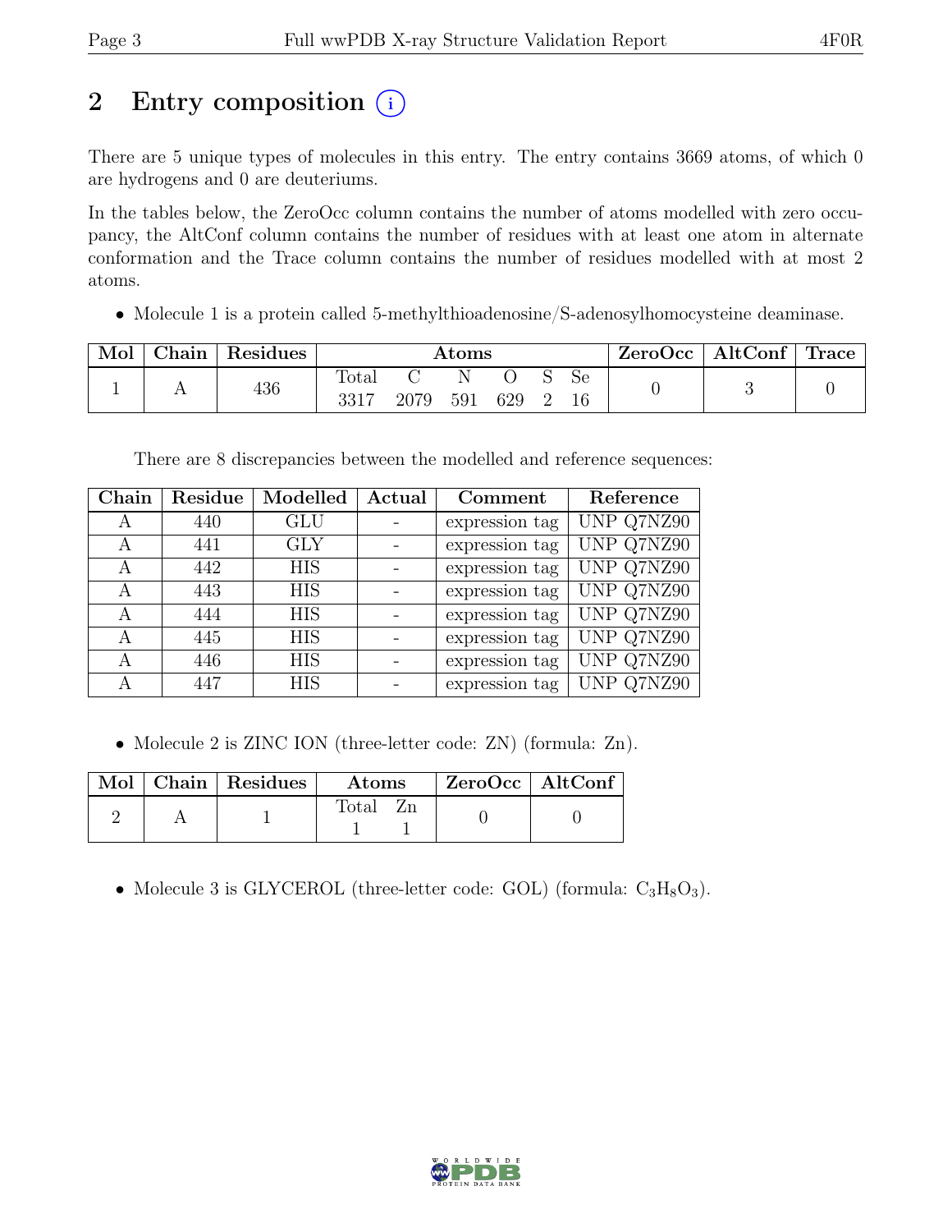# 2 Entry composition (i)

There are 5 unique types of molecules in this entry. The entry contains 3669 atoms, of which 0 are hydrogens and 0 are deuteriums.

In the tables below, the ZeroOcc column contains the number of atoms modelled with zero occupancy, the AltConf column contains the number of residues with at least one atom in alternate conformation and the Trace column contains the number of residues modelled with at most 2 atoms.

- Molecule 1 is a protein called 5-methylthioadenosine/S-adenosylhomocysteine deaminase.

| Mol | Chain | Residues | Atoms | | | | | | ZeroOcc | AltConf | Trace |
|---|---|---|---|---|---|---|---|---|---|---|---|
| | | | Total | C | N | O | S | Se | | | |
| 1 | A | 436 | 3317 | 2079 | 591 | 629 | 2 | 16 | 0 | 3 | 0 |

There are 8 discrepancies between the modelled and reference sequences:

| Chain | Residue | Modelled | Actual | Comment | Reference |
|---|---|---|---|---|---|
| A | 440 | GLU | - | expression tag | UNP Q7NZ90 |
| A | 441 | GLY | - | expression tag | UNP Q7NZ90 |
| A | 442 | HIS | - | expression tag | UNP Q7NZ90 |
| A | 443 | HIS | - | expression tag | UNP Q7NZ90 |
| A | 444 | HIS | - | expression tag | UNP Q7NZ90 |
| A | 445 | HIS | - | expression tag | UNP Q7NZ90 |
| A | 446 | HIS | - | expression tag | UNP Q7NZ90 |
| A | 447 | HIS | - | expression tag | UNP Q7NZ90 |

- Molecule 2 is ZINC ION (three-letter code: ZN) (formula: Zn).

| Mol | Chain | Residues | Atoms | | ZeroOcc | AltConf |
|---|---|---|---|---|---|---|
| | | | Total | Zn | | |
| 2 | A | 1 | 1 | 1 | 0 | 0 |

- Molecule 3 is GLYCEROL (three-letter code: GOL) (formula: $C_3H_8O_3$).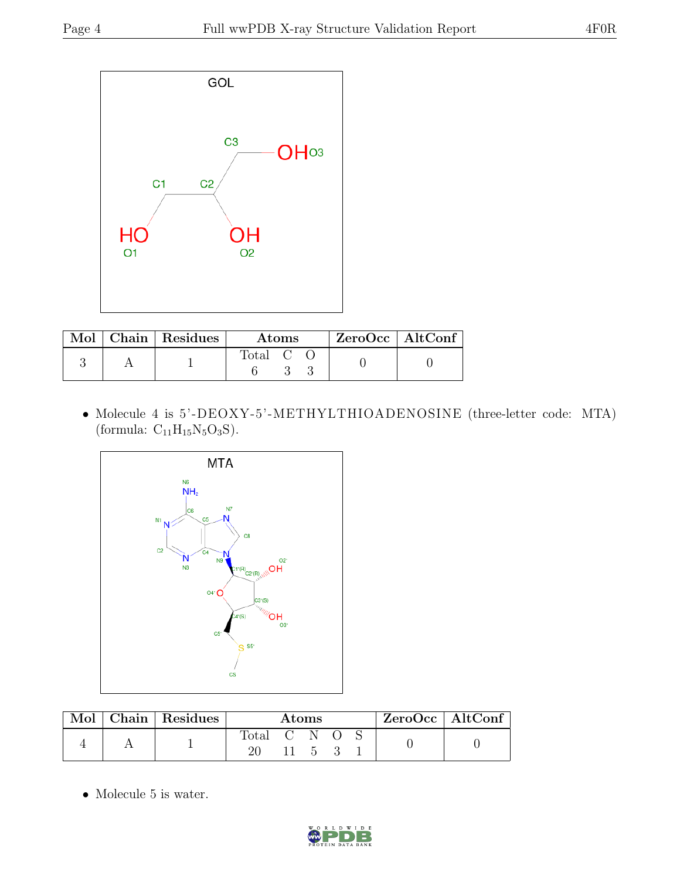| Mol | Chain | Residues | Atoms | | | ZeroOcc | AltConf |
|---|---|---|---|---|---|---|---|
| | | | Total | C | O | | |
| 3 | A | 1 | 6 | 3 | 3 | 0 | 0 |

- Molecule 4 is 5'-DEOXY-5'-METHYLTHIOADENOSINE (three-letter code: MTA) (formula: $C_{11}H_{15}N_5O_3S$).

| Mol | Chain | Residues | Atoms | | | | | ZeroOcc | AltConf |
|---|---|---|---|---|---|---|---|---|---|
| | | | Total | C | N | O | S | | |
| 4 | A | 1 | 20 | 11 | 5 | 3 | 1 | 0 | 0 |

- Molecule 5 is water.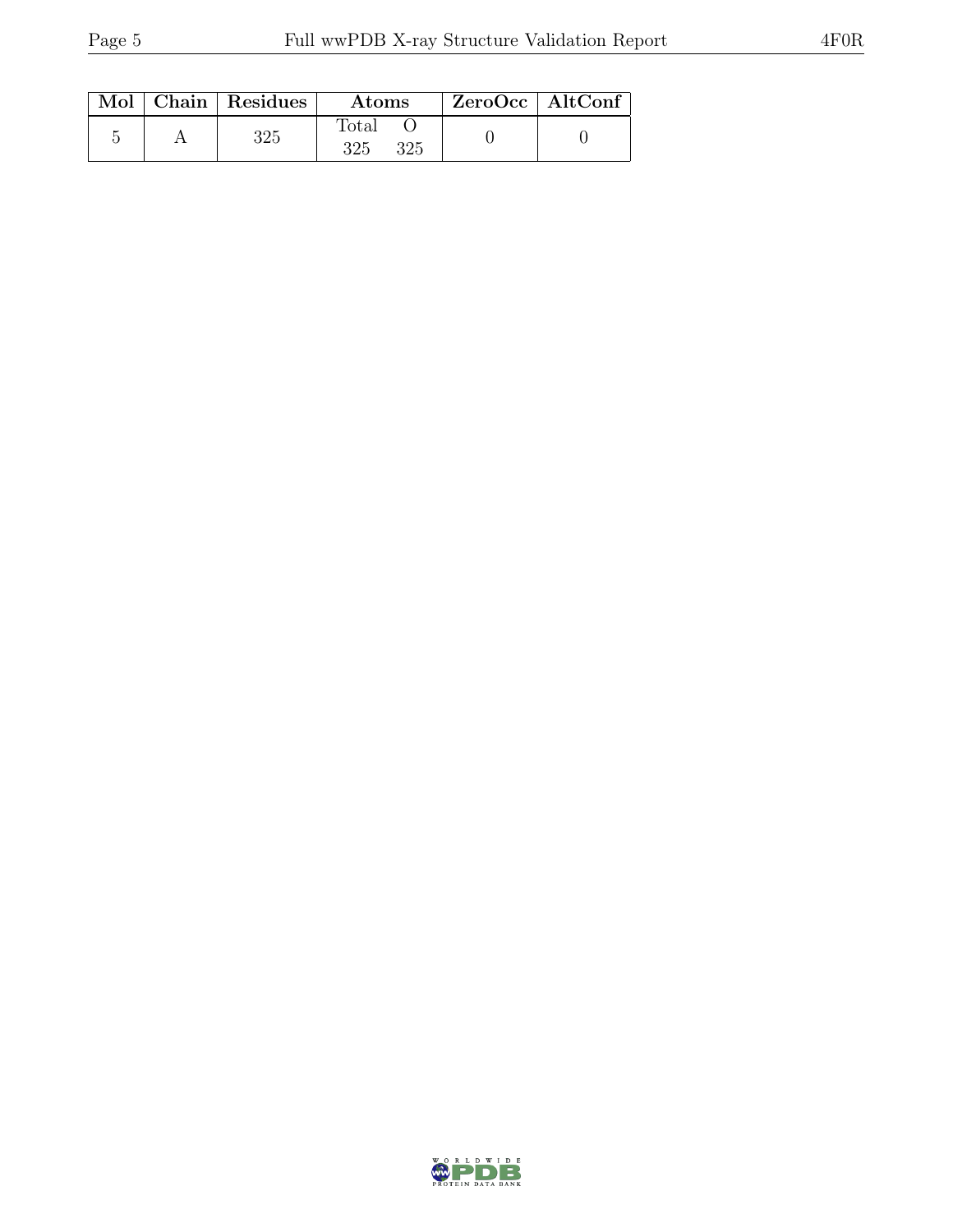| Mol | Chain | Residues | Atoms | | ZeroOcc | AltConf |
|---|---|---|---|---|---|---|
| | | | Total | O | | |
| 5 | A | 325 | 325 | 325 | 0 | 0 |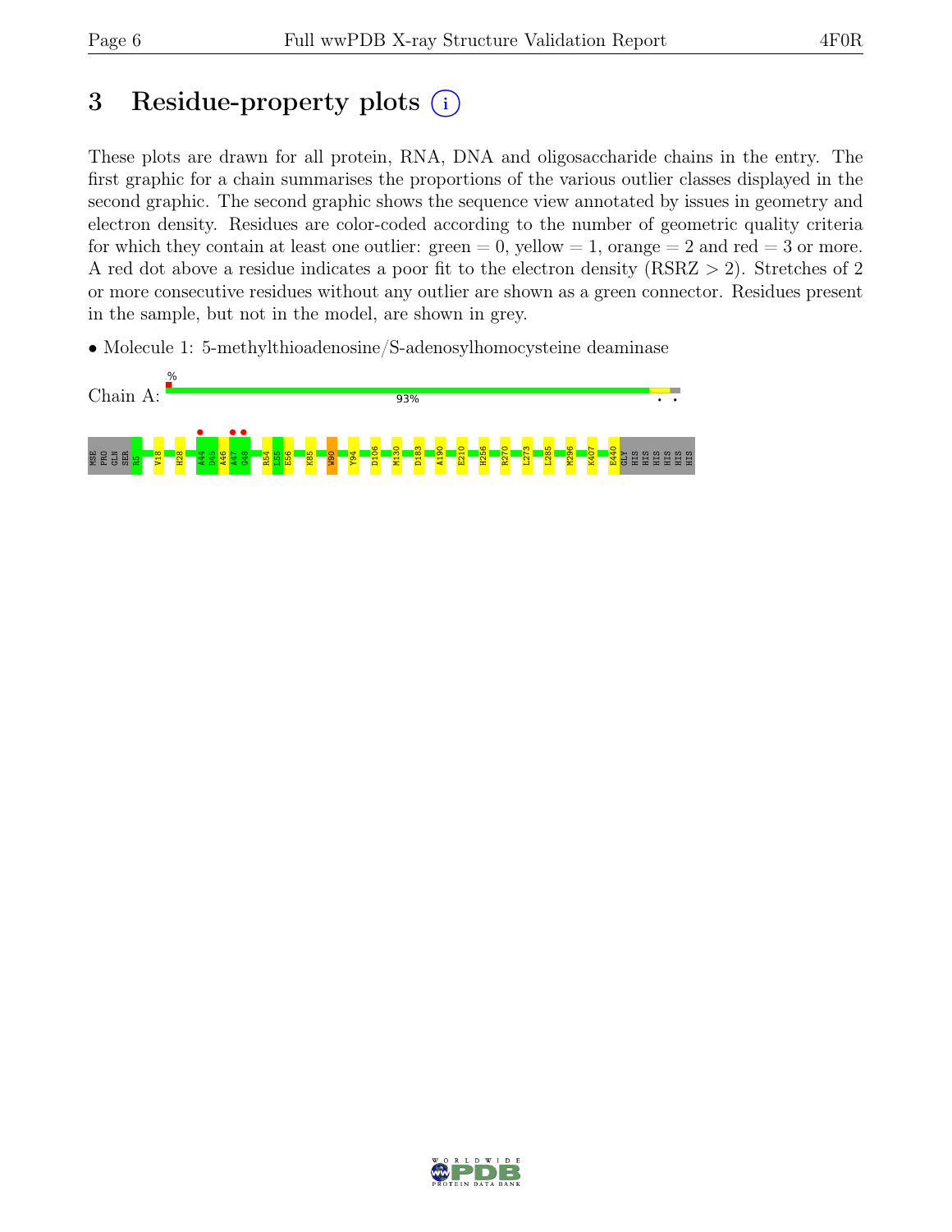# 3 Residue-property plots

These plots are drawn for all protein, RNA, DNA and oligosaccharide chains in the entry. The first graphic for a chain summarises the proportions of the various outlier classes displayed in the second graphic. The second graphic shows the sequence view annotated by issues in geometry and electron density. Residues are color-coded according to the number of geometric quality criteria for which they contain at least one outlier: green = 0, yellow = 1, orange = 2 and red = 3 or more. A red dot above a residue indicates a poor fit to the electron density (RSRZ > 2). Stretches of 2 or more consecutive residues without any outlier are shown as a green connector. Residues present in the sample, but not in the model, are shown in grey.

- Molecule 1: 5-methylthioadenosine/S-adenosylhomocysteine deaminase

Chain A: % 93%

MSE PRO GLN SER R5 V18 H28 A44 D45 A46 A47 G48 R54 L55 E56 K85 W90 Y94 D106 M130 D183 A190 E210 H256 R270 L273 L285 M296 K407 E440 GLY HIS HIS HIS HIS HIS HIS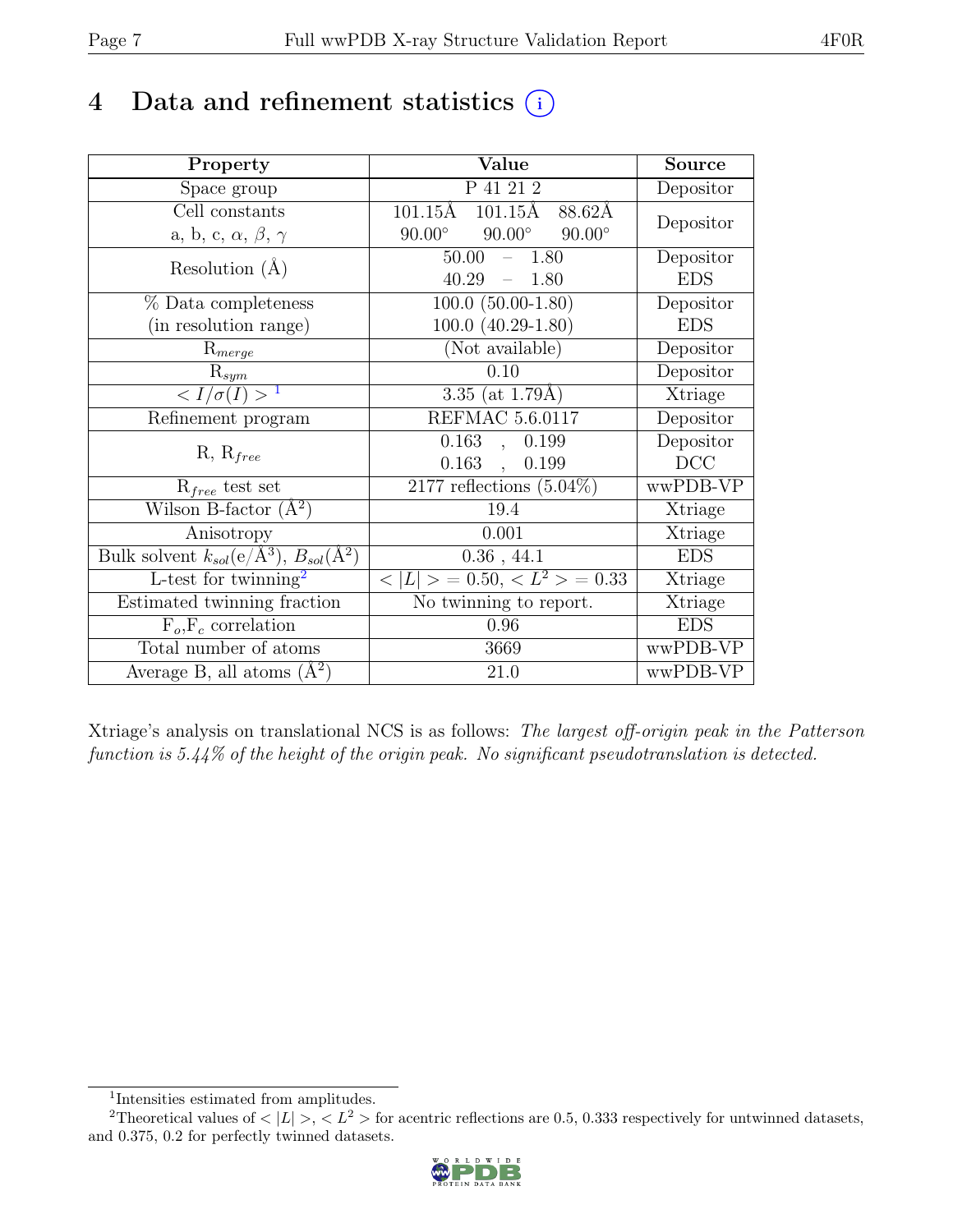# 4 Data and refinement statistics (i)

| Property | Value | Source |
|---|---|---|
| Space group | P 41 21 2 | Depositor |
| Cell constants<br>a, b, c, $\alpha$, $\beta$, $\gamma$ | 101.15Å 101.15Å 88.62Å<br>90.00° 90.00° 90.00° | Depositor |
| Resolution (Å) | 50.00 – 1.80<br>40.29 – 1.80 | Depositor<br>EDS |
| % Data completeness<br>(in resolution range) | 100.0 (50.00-1.80)<br>100.0 (40.29-1.80) | Depositor<br>EDS |
| $R_{merge}$ | (Not available) | Depositor |
| $R_{sym}$ | 0.10 | Depositor |
| $< I/\sigma(I) >$ [1] | 3.35 (at 1.79Å) | Xtriage |
| Refinement program | REFMAC 5.6.0117 | Depositor |
| R, $R_{free}$ | 0.163 , 0.199<br>0.163 , 0.199 | Depositor<br>DCC |
| $R_{free}$ test set | 2177 reflections (5.04%) | wwPDB-VP |
| Wilson B-factor (Å$^2$) | 19.4 | Xtriage |
| Anisotropy | 0.001 | Xtriage |
| Bulk solvent $k_{sol}$(e/Å$^3$), $B_{sol}$(Å$^2$) | 0.36 , 44.1 | EDS |
| L-test for twinning[2] | $< \|L\| > = 0.50$, $< L^2 > = 0.33$ | Xtriage |
| Estimated twinning fraction | No twinning to report. | Xtriage |
| $F_o$,$F_c$ correlation | 0.96 | EDS |
| Total number of atoms | 3669 | wwPDB-VP |
| Average B, all atoms (Å$^2$) | 21.0 | wwPDB-VP |

Xtriage's analysis on translational NCS is as follows: *The largest off-origin peak in the Patterson function is 5.44% of the height of the origin peak. No significant pseudotranslation is detected.*

[1] Intensities estimated from amplitudes.

[2] Theoretical values of $< |L| >$, $< L^2 >$ for acentric reflections are 0.5, 0.333 respectively for untwinned datasets, and 0.375, 0.2 for perfectly twinned datasets.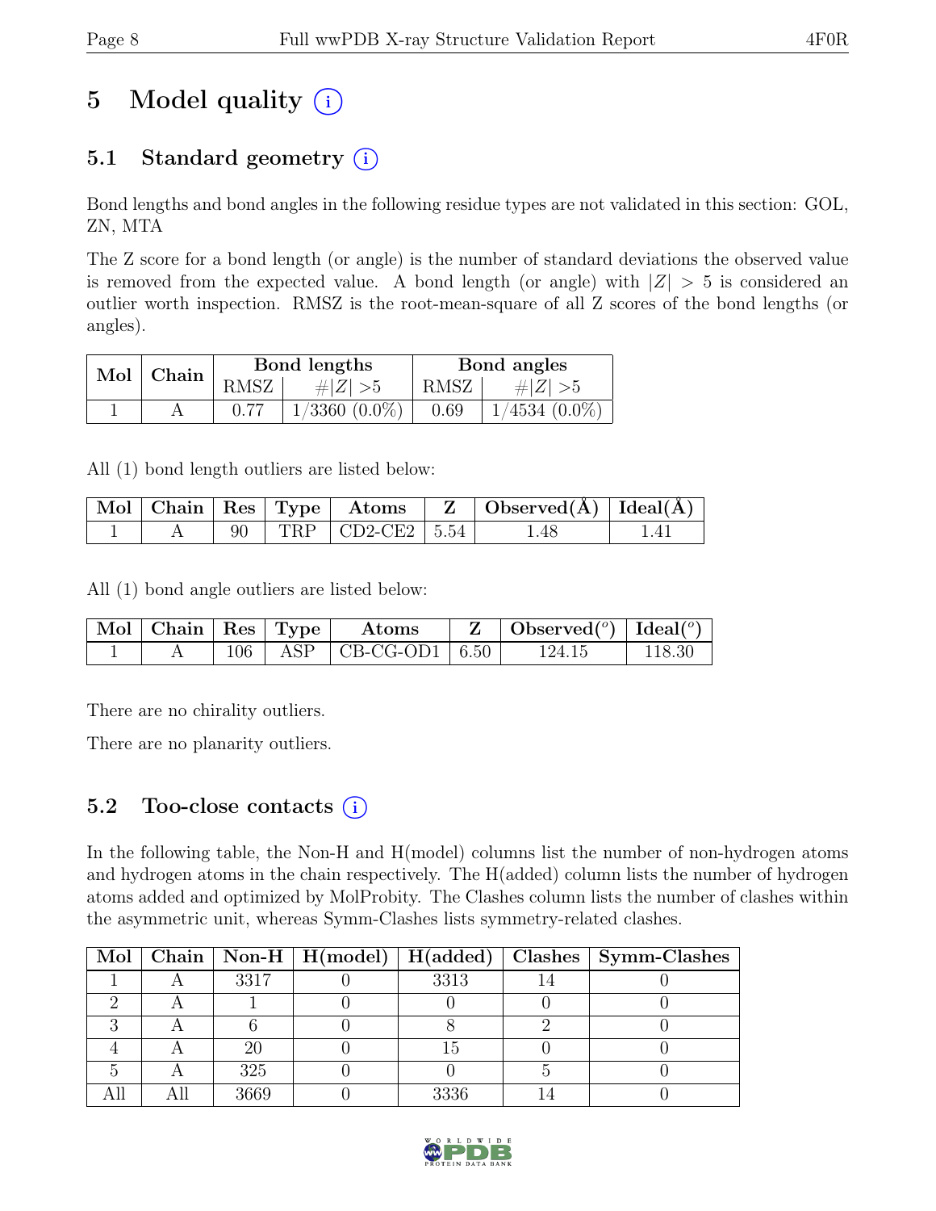# 5 Model quality

## 5.1 Standard geometry

Bond lengths and bond angles in the following residue types are not validated in this section: GOL, ZN, MTA

The Z score for a bond length (or angle) is the number of standard deviations the observed value is removed from the expected value. A bond length (or angle) with $|Z| > 5$ is considered an outlier worth inspection. RMSZ is the root-mean-square of all Z scores of the bond lengths (or angles).

| Mol | Chain | Bond lengths | | Bond angles | |
|---|---|---|---|---|---|
| | | RMSZ | $\#\|Z\| > 5$ | RMSZ | $\#\|Z\| > 5$ |
| 1 | A | 0.77 | 1/3360 (0.0%) | 0.69 | 1/4534 (0.0%) |

All (1) bond length outliers are listed below:

| Mol | Chain | Res | Type | Atoms | Z | Observed(Å) | Ideal(Å) |
|---|---|---|---|---|---|---|---|
| 1 | A | 90 | TRP | CD2-CE2 | 5.54 | 1.48 | 1.41 |

All (1) bond angle outliers are listed below:

| Mol | Chain | Res | Type | Atoms | Z | Observed(°) | Ideal(°) |
|---|---|---|---|---|---|---|---|
| 1 | A | 106 | ASP | CB-CG-OD1 | 6.50 | 124.15 | 118.30 |

There are no chirality outliers.

There are no planarity outliers.

## 5.2 Too-close contacts

In the following table, the Non-H and H(model) columns list the number of non-hydrogen atoms and hydrogen atoms in the chain respectively. The H(added) column lists the number of hydrogen atoms added and optimized by MolProbity. The Clashes column lists the number of clashes within the asymmetric unit, whereas Symm-Clashes lists symmetry-related clashes.

| Mol | Chain | Non-H | H(model) | H(added) | Clashes | Symm-Clashes |
|---|---|---|---|---|---|---|
| 1 | A | 3317 | 0 | 3313 | 14 | 0 |
| 2 | A | 1 | 0 | 0 | 0 | 0 |
| 3 | A | 6 | 0 | 8 | 2 | 0 |
| 4 | A | 20 | 0 | 15 | 0 | 0 |
| 5 | A | 325 | 0 | 0 | 5 | 0 |
| All | All | 3669 | 0 | 3336 | 14 | 0 |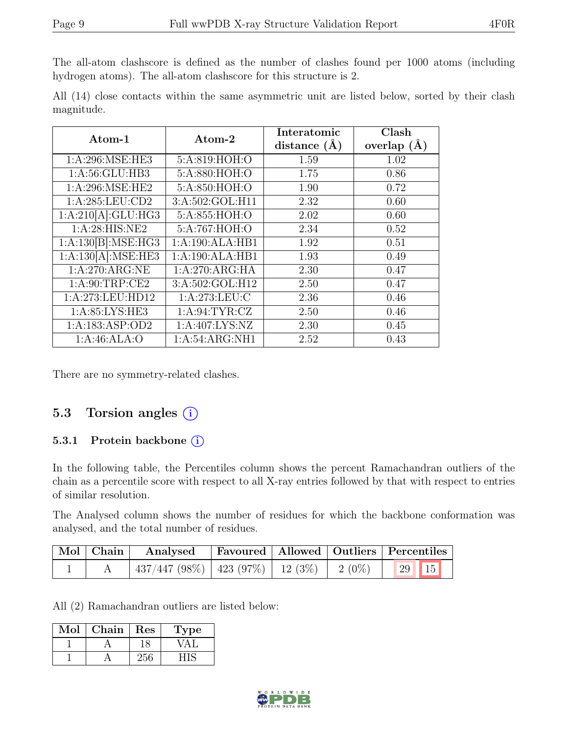The all-atom clashscore is defined as the number of clashes found per 1000 atoms (including hydrogen atoms). The all-atom clashscore for this structure is 2.

All (14) close contacts within the same asymmetric unit are listed below, sorted by their clash magnitude.

| Atom-1 | Atom-2 | Interatomic distance (Å) | Clash overlap (Å) |
|---|---|---|---|
| 1:A:296:MSE:HE3 | 5:A:819:HOH:O | 1.59 | 1.02 |
| 1:A:56:GLU:HB3 | 5:A:880:HOH:O | 1.75 | 0.86 |
| 1:A:296:MSE:HE2 | 5:A:850:HOH:O | 1.90 | 0.72 |
| 1:A:285:LEU:CD2 | 3:A:502:GOL:H11 | 2.32 | 0.60 |
| 1:A:210[A]:GLU:HG3 | 5:A:855:HOH:O | 2.02 | 0.60 |
| 1:A:28:HIS:NE2 | 5:A:767:HOH:O | 2.34 | 0.52 |
| 1:A:130[B]:MSE:HG3 | 1:A:190:ALA:HB1 | 1.92 | 0.51 |
| 1:A:130[A]:MSE:HE3 | 1:A:190:ALA:HB1 | 1.93 | 0.49 |
| 1:A:270:ARG:NE | 1:A:270:ARG:HA | 2.30 | 0.47 |
| 1:A:90:TRP:CE2 | 3:A:502:GOL:H12 | 2.50 | 0.47 |
| 1:A:273:LEU:HD12 | 1:A:273:LEU:C | 2.36 | 0.46 |
| 1:A:85:LYS:HE3 | 1:A:94:TYR:CZ | 2.50 | 0.46 |
| 1:A:183:ASP:OD2 | 1:A:407:LYS:NZ | 2.30 | 0.45 |
| 1:A:46:ALA:O | 1:A:54:ARG:NH1 | 2.52 | 0.43 |

There are no symmetry-related clashes.

## 5.3 Torsion angles

### 5.3.1 Protein backbone

In the following table, the Percentiles column shows the percent Ramachandran outliers of the chain as a percentile score with respect to all X-ray entries followed by that with respect to entries of similar resolution.

The Analysed column shows the number of residues for which the backbone conformation was analysed, and the total number of residues.

| Mol | Chain | Analysed | Favoured | Allowed | Outliers | Percentiles | |
|---|---|---|---|---|---|---|---|
| 1 | A | 437/447 (98%) | 423 (97%) | 12 (3%) | 2 (0%) | 29 | 15 |

All (2) Ramachandran outliers are listed below:

| Mol | Chain | Res | Type |
|---|---|---|---|
| 1 | A | 18 | VAL |
| 1 | A | 256 | HIS |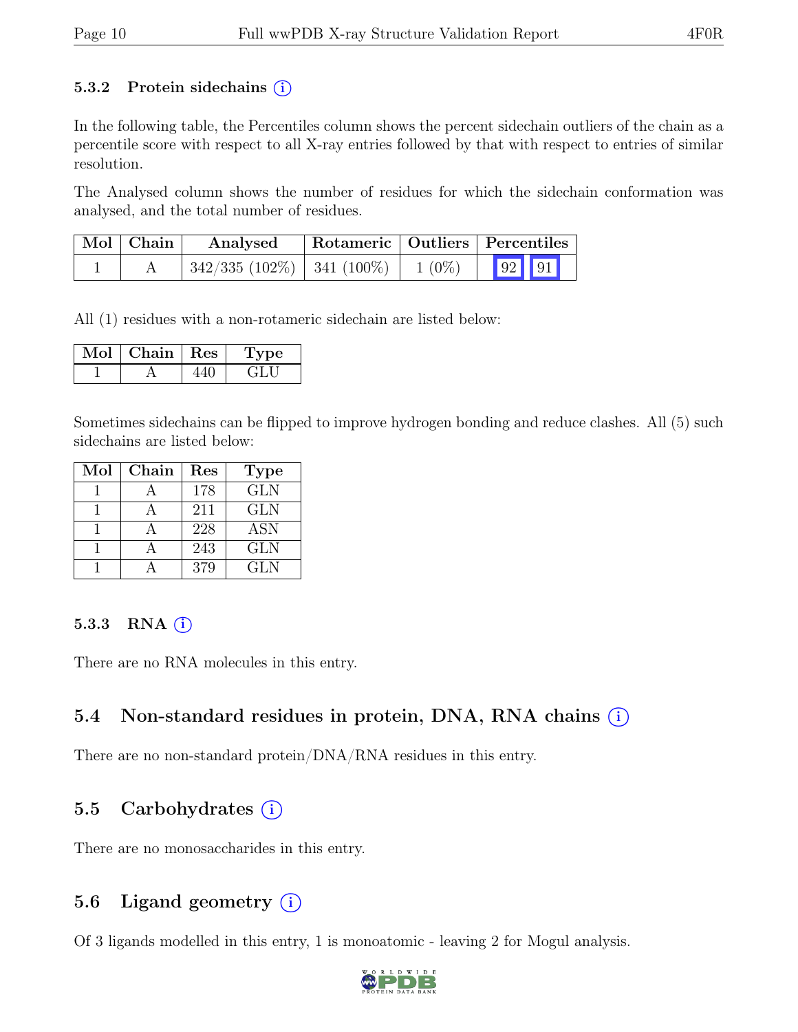### 5.3.2 Protein sidechains (i)

In the following table, the Percentiles column shows the percent sidechain outliers of the chain as a percentile score with respect to all X-ray entries followed by that with respect to entries of similar resolution.

The Analysed column shows the number of residues for which the sidechain conformation was analysed, and the total number of residues.

| Mol | Chain | Analysed | Rotameric | Outliers | Percentiles |
|---|---|---|---|---|---|
| 1 | A | 342/335 (102%) | 341 (100%) | 1 (0%) | 92 91 |

All (1) residues with a non-rotameric sidechain are listed below:

| Mol | Chain | Res | Type |
|---|---|---|---|
| 1 | A | 440 | GLU |

Sometimes sidechains can be flipped to improve hydrogen bonding and reduce clashes. All (5) such sidechains are listed below:

| Mol | Chain | Res | Type |
|---|---|---|---|
| 1 | A | 178 | GLN |
| 1 | A | 211 | GLN |
| 1 | A | 228 | ASN |
| 1 | A | 243 | GLN |
| 1 | A | 379 | GLN |

### 5.3.3 RNA (i)

There are no RNA molecules in this entry.

## 5.4 Non-standard residues in protein, DNA, RNA chains (i)

There are no non-standard protein/DNA/RNA residues in this entry.

## 5.5 Carbohydrates (i)

There are no monosaccharides in this entry.

## 5.6 Ligand geometry (i)

Of 3 ligands modelled in this entry, 1 is monoatomic - leaving 2 for Mogul analysis.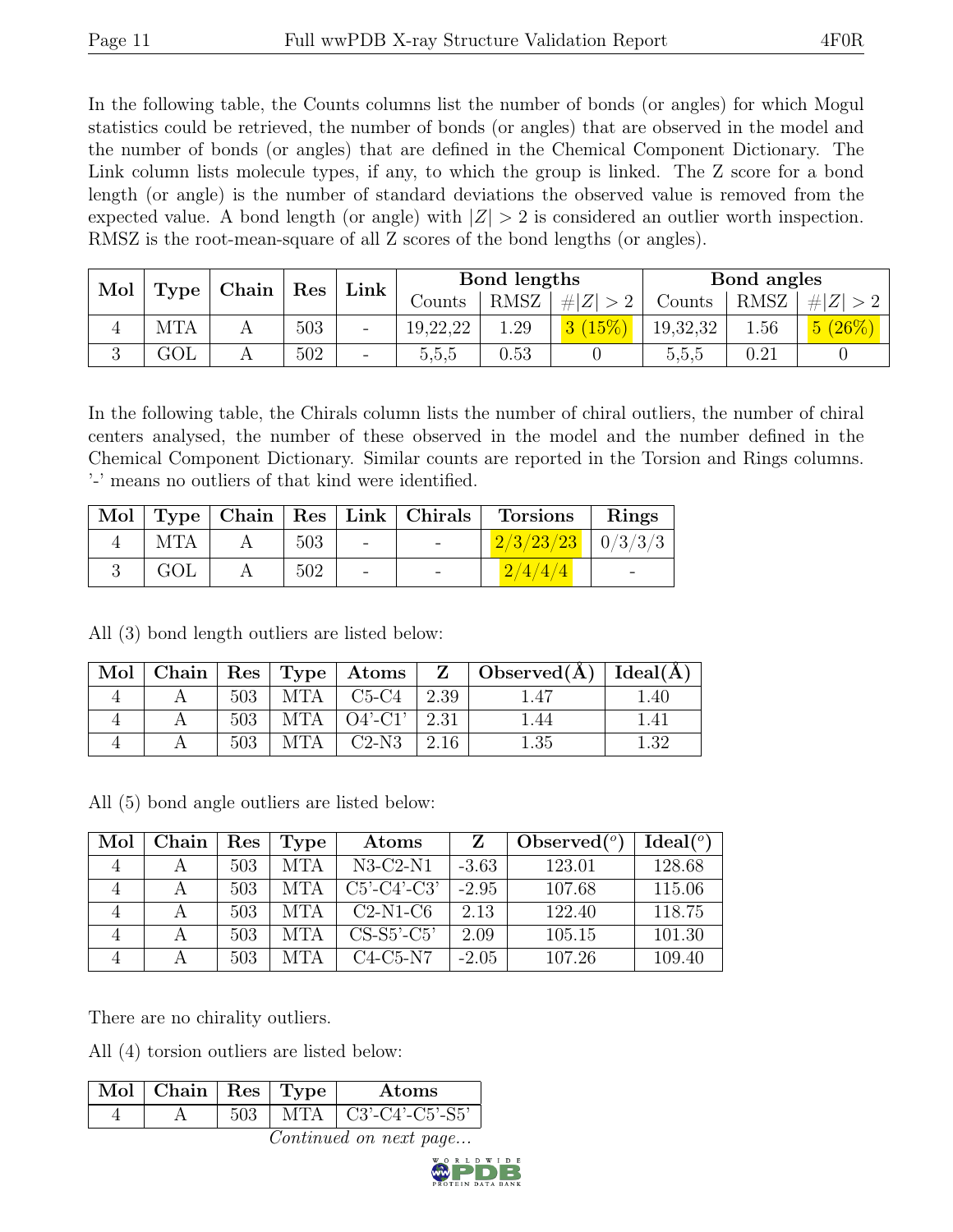In the following table, the Counts columns list the number of bonds (or angles) for which Mogul statistics could be retrieved, the number of bonds (or angles) that are observed in the model and the number of bonds (or angles) that are defined in the Chemical Component Dictionary. The Link column lists molecule types, if any, to which the group is linked. The Z score for a bond length (or angle) is the number of standard deviations the observed value is removed from the expected value. A bond length (or angle) with $|Z| > 2$ is considered an outlier worth inspection. RMSZ is the root-mean-square of all Z scores of the bond lengths (or angles).

| Mol | Type | Chain | Res | Link | Bond lengths | | | Bond angles | | |
|---|---|---|---|---|---|---|---|---|---|---|
| | | | | | Counts | RMSZ | $\#\|Z\| > 2$ | Counts | RMSZ | $\#\|Z\| > 2$ |
| 4 | MTA | A | 503 | - | 19,22,22 | 1.29 | 3 (15%) | 19,32,32 | 1.56 | 5 (26%) |
| 3 | GOL | A | 502 | - | 5,5,5 | 0.53 | 0 | 5,5,5 | 0.21 | 0 |

In the following table, the Chirals column lists the number of chiral outliers, the number of chiral centers analysed, the number of these observed in the model and the number defined in the Chemical Component Dictionary. Similar counts are reported in the Torsion and Rings columns. '-' means no outliers of that kind were identified.

| Mol | Type | Chain | Res | Link | Chirals | Torsions | Rings |
|---|---|---|---|---|---|---|---|
| 4 | MTA | A | 503 | - | - | 2/3/23/23 | 0/3/3/3 |
| 3 | GOL | A | 502 | - | - | 2/4/4/4 | - |

All (3) bond length outliers are listed below:

| Mol | Chain | Res | Type | Atoms | Z | Observed(Å) | Ideal(Å) |
|---|---|---|---|---|---|---|---|
| 4 | A | 503 | MTA | C5-C4 | 2.39 | 1.47 | 1.40 |
| 4 | A | 503 | MTA | O4'-C1' | 2.31 | 1.44 | 1.41 |
| 4 | A | 503 | MTA | C2-N3 | 2.16 | 1.35 | 1.32 |

All (5) bond angle outliers are listed below:

| Mol | Chain | Res | Type | Atoms | Z | Observed(°) | Ideal(°) |
|---|---|---|---|---|---|---|---|
| 4 | A | 503 | MTA | N3-C2-N1 | -3.63 | 123.01 | 128.68 |
| 4 | A | 503 | MTA | C5'-C4'-C3' | -2.95 | 107.68 | 115.06 |
| 4 | A | 503 | MTA | C2-N1-C6 | 2.13 | 122.40 | 118.75 |
| 4 | A | 503 | MTA | CS-S5'-C5' | 2.09 | 105.15 | 101.30 |
| 4 | A | 503 | MTA | C4-C5-N7 | -2.05 | 107.26 | 109.40 |

There are no chirality outliers.

All (4) torsion outliers are listed below:

| Mol | Chain | Res | Type | Atoms |
|---|---|---|---|---|
| 4 | A | 503 | MTA | C3'-C4'-C5'-S5' |

*Continued on next page...*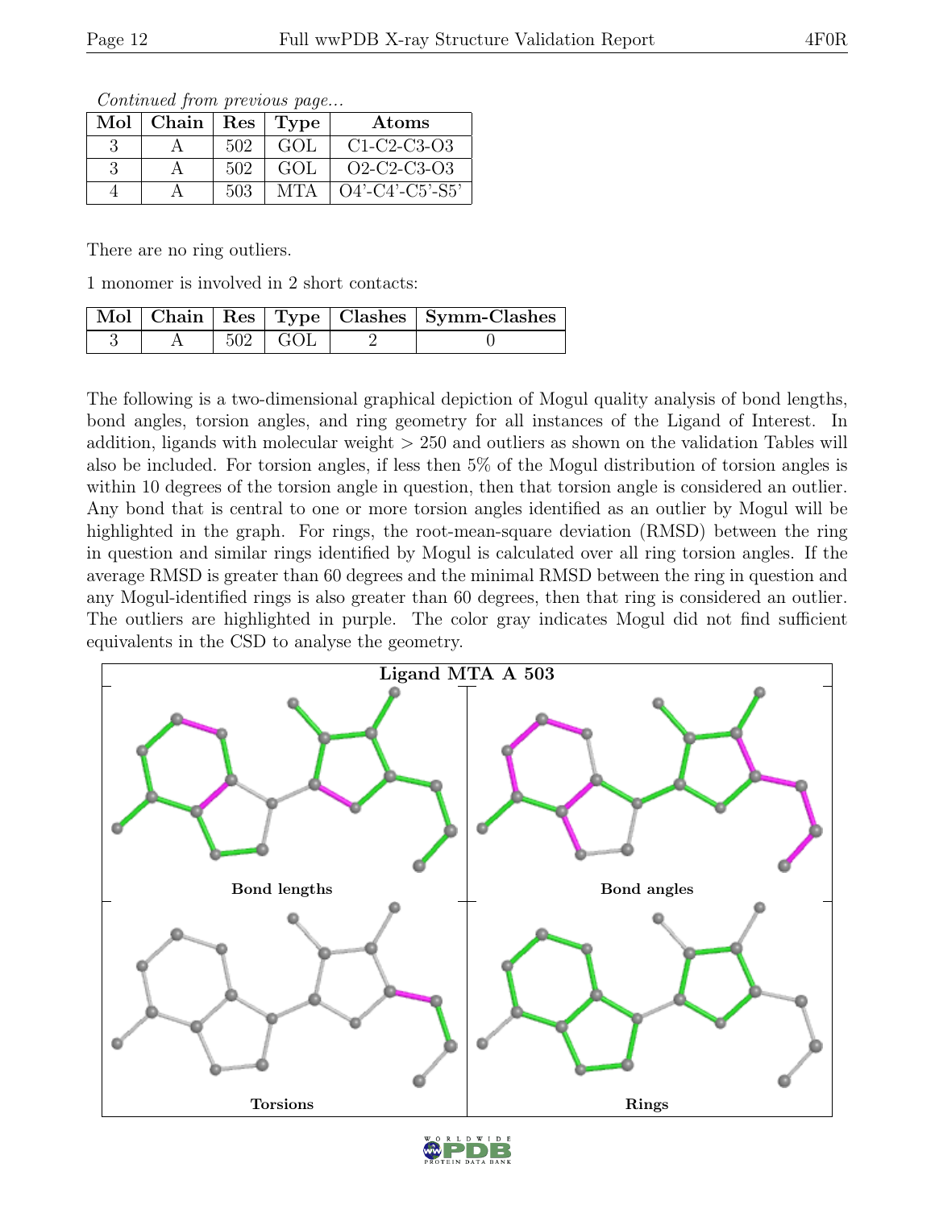*Continued from previous page...*

| Mol | Chain | Res | Type | Atoms |
|---|---|---|---|---|
| 3 | A | 502 | GOL | C1-C2-C3-O3 |
| 3 | A | 502 | GOL | O2-C2-C3-O3 |
| 4 | A | 503 | MTA | O4'-C4'-C5'-S5' |

There are no ring outliers.

1 monomer is involved in 2 short contacts:

| Mol | Chain | Res | Type | Clashes | Symm-Clashes |
|---|---|---|---|---|---|
| 3 | A | 502 | GOL | 2 | 0 |

The following is a two-dimensional graphical depiction of Mogul quality analysis of bond lengths, bond angles, torsion angles, and ring geometry for all instances of the Ligand of Interest. In addition, ligands with molecular weight > 250 and outliers as shown on the validation Tables will also be included. For torsion angles, if less then 5% of the Mogul distribution of torsion angles is within 10 degrees of the torsion angle in question, then that torsion angle is considered an outlier. Any bond that is central to one or more torsion angles identified as an outlier by Mogul will be highlighted in the graph. For rings, the root-mean-square deviation (RMSD) between the ring in question and similar rings identified by Mogul is calculated over all ring torsion angles. If the average RMSD is greater than 60 degrees and the minimal RMSD between the ring in question and any Mogul-identified rings is also greater than 60 degrees, then that ring is considered an outlier. The outliers are highlighted in purple. The color gray indicates Mogul did not find sufficient equivalents in the CSD to analyse the geometry.

Ligand MTA A 503

Bond lengths

Bond angles

Torsions

Rings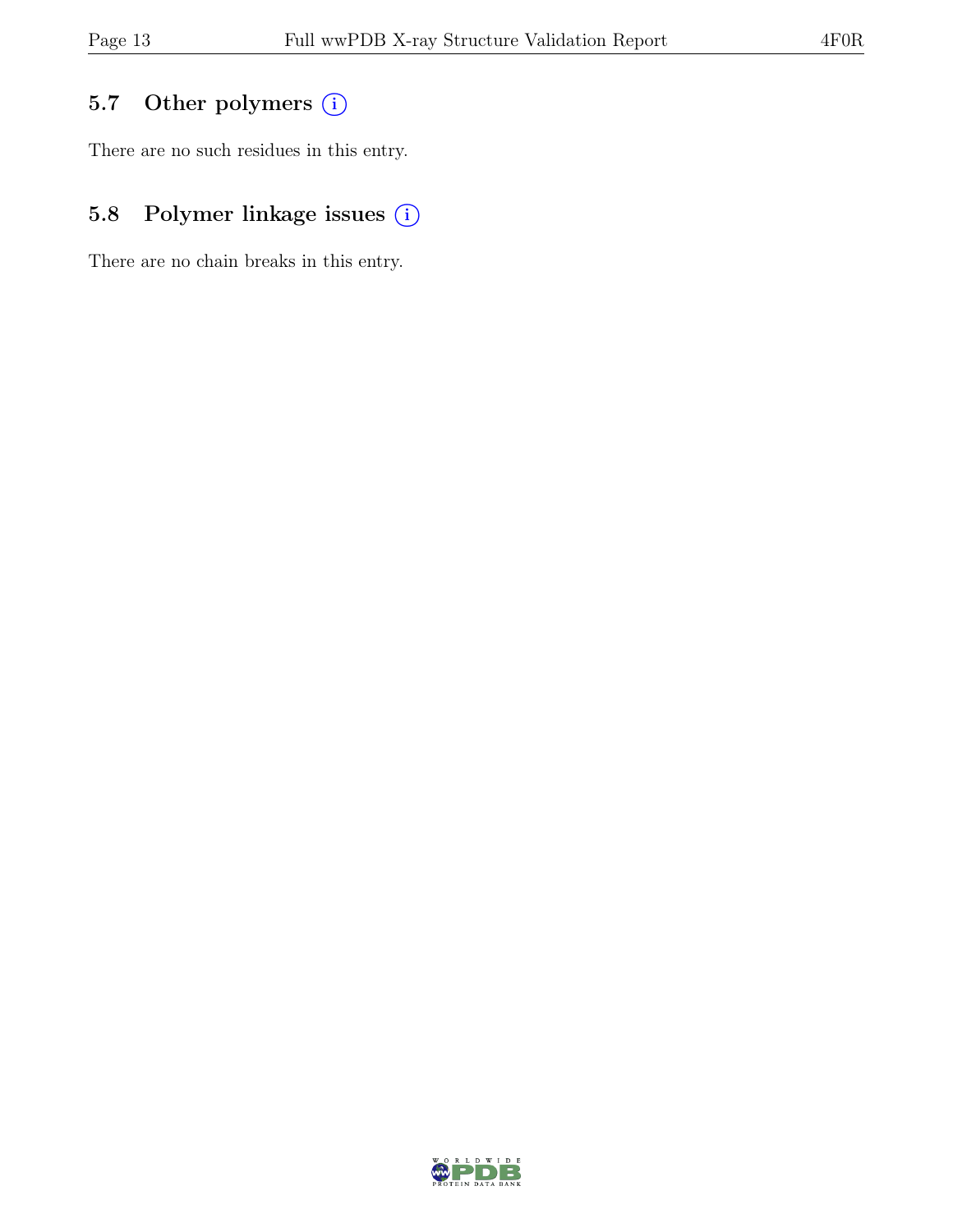## 5.7 Other polymers

There are no such residues in this entry.

## 5.8 Polymer linkage issues

There are no chain breaks in this entry.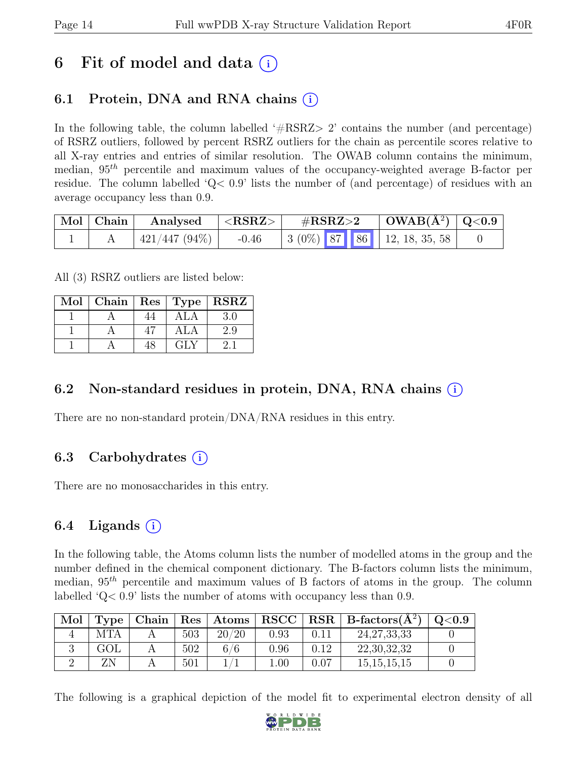# 6 Fit of model and data (i)

## 6.1 Protein, DNA and RNA chains (i)

In the following table, the column labelled '#RSRZ> 2' contains the number (and percentage) of RSRZ outliers, followed by percent RSRZ outliers for the chain as percentile scores relative to all X-ray entries and entries of similar resolution. The OWAB column contains the minimum, median, $95^{th}$ percentile and maximum values of the occupancy-weighted average B-factor per residue. The column labelled 'Q< 0.9' lists the number of (and percentage) of residues with an average occupancy less than 0.9.

| Mol | Chain | Analysed | <RSRZ> | #RSRZ>2 | | | OWAB($Å^2$) | Q<0.9 |
|---|---|---|---|---|---|---|---|---|
| 1 | A | 421/447 (94%) | -0.46 | 3 (0%) | 87 | 86 | 12, 18, 35, 58 | 0 |

All (3) RSRZ outliers are listed below:

| Mol | Chain | Res | Type | RSRZ |
|---|---|---|---|---|
| 1 | A | 44 | ALA | 3.0 |
| 1 | A | 47 | ALA | 2.9 |
| 1 | A | 48 | GLY | 2.1 |

## 6.2 Non-standard residues in protein, DNA, RNA chains (i)

There are no non-standard protein/DNA/RNA residues in this entry.

## 6.3 Carbohydrates (i)

There are no monosaccharides in this entry.

## 6.4 Ligands (i)

In the following table, the Atoms column lists the number of modelled atoms in the group and the number defined in the chemical component dictionary. The B-factors column lists the minimum, median, $95^{th}$ percentile and maximum values of B factors of atoms in the group. The column labelled 'Q< 0.9' lists the number of atoms with occupancy less than 0.9.

| Mol | Type | Chain | Res | Atoms | RSCC | RSR | B-factors($Å^2$) | Q<0.9 |
|---|---|---|---|---|---|---|---|---|
| 4 | MTA | A | 503 | 20/20 | 0.93 | 0.11 | 24,27,33,33 | 0 |
| 3 | GOL | A | 502 | 6/6 | 0.96 | 0.12 | 22,30,32,32 | 0 |
| 2 | ZN | A | 501 | 1/1 | 1.00 | 0.07 | 15,15,15,15 | 0 |

The following is a graphical depiction of the model fit to experimental electron density of all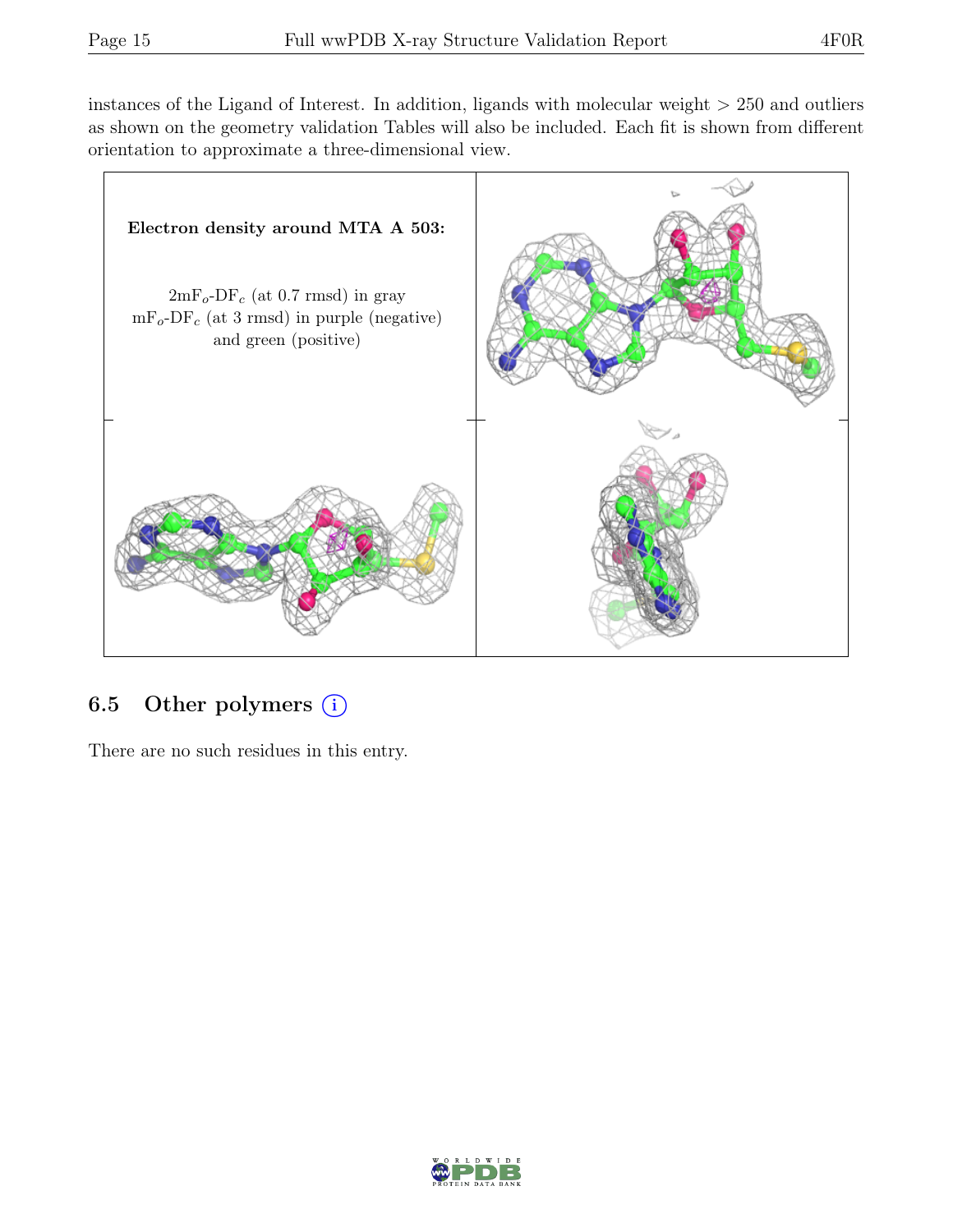instances of the Ligand of Interest. In addition, ligands with molecular weight > 250 and outliers as shown on the geometry validation Tables will also be included. Each fit is shown from different orientation to approximate a three-dimensional view.

**Electron density around MTA A 503:**

$2mF_o$-$DF_c$ (at 0.7 rmsd) in gray
$mF_o$-$DF_c$ (at 3 rmsd) in purple (negative) and green (positive)

## 6.5 Other polymers (i)

There are no such residues in this entry.